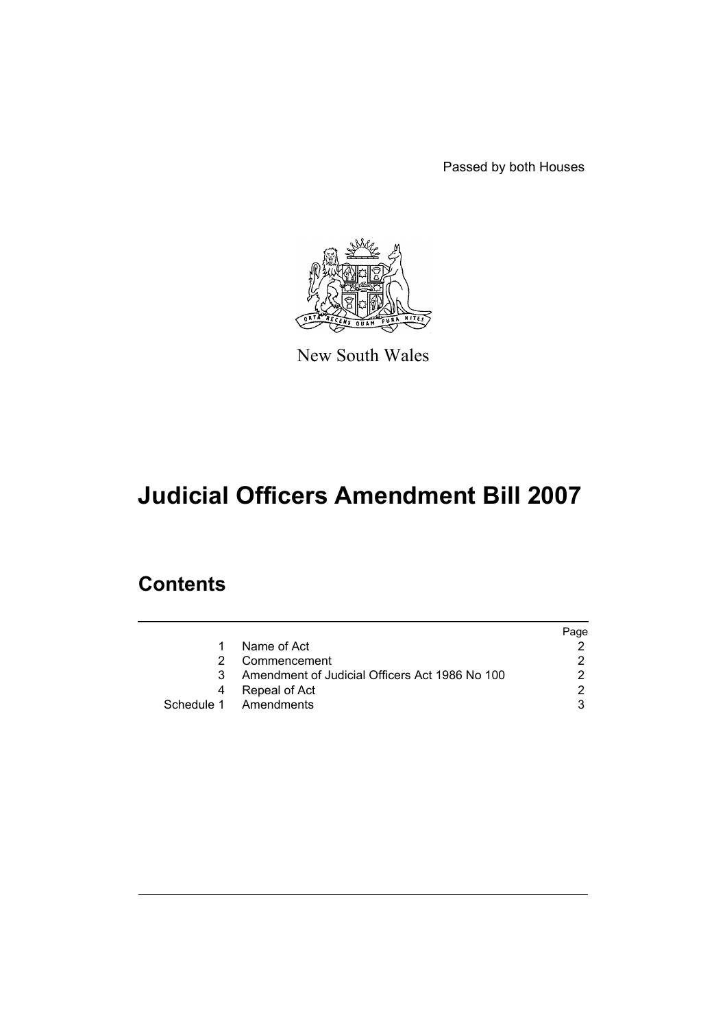Passed by both Houses

New South Wales

# Judicial Officers Amendment Bill 2007

## Contents

| | | Page |
|---|---|---|
| 1 | Name of Act | 2 |
| 2 | Commencement | 2 |
| 3 | Amendment of Judicial Officers Act 1986 No 100 | 2 |
| 4 | Repeal of Act | 2 |
| Schedule 1 | Amendments | 3 |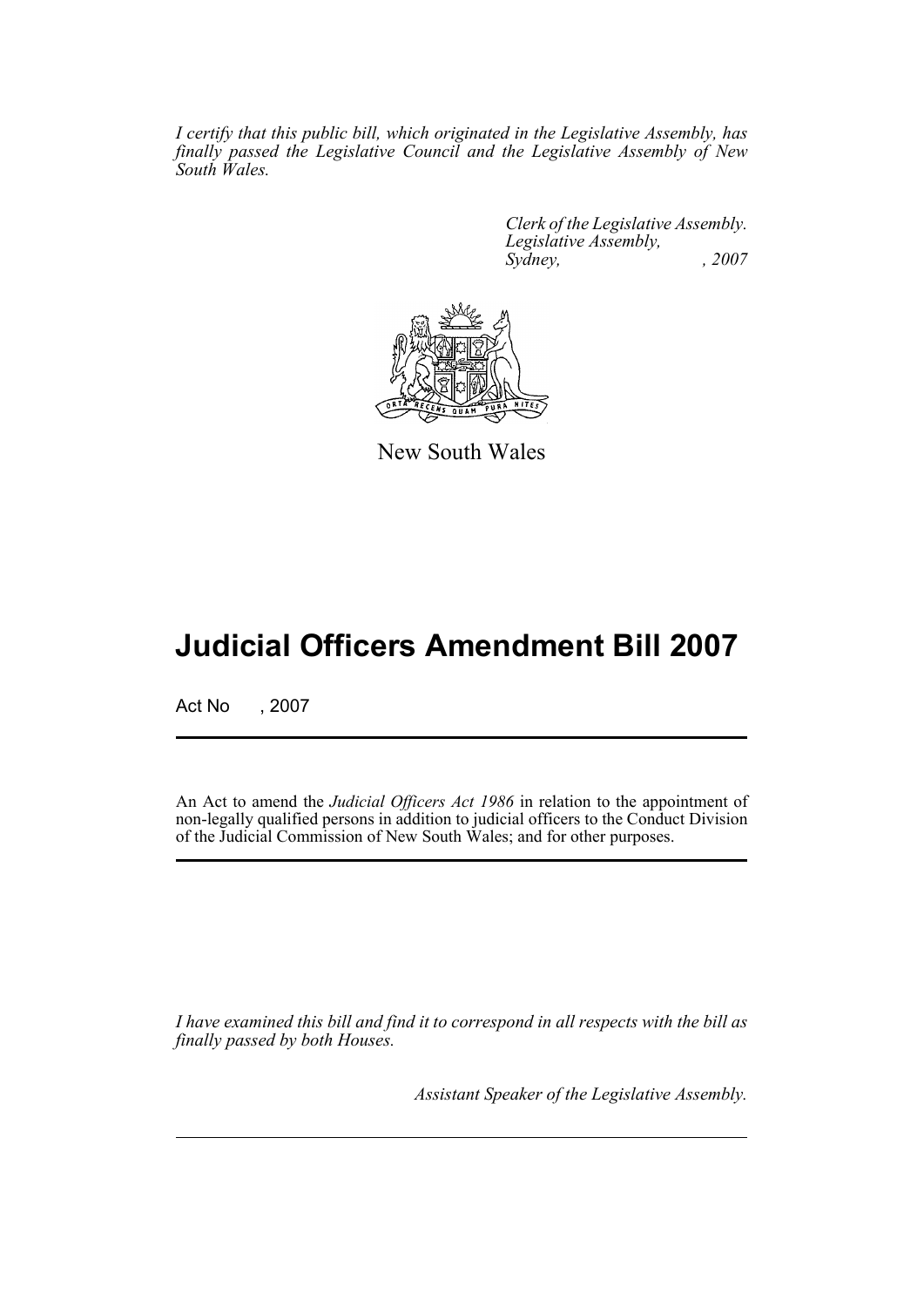*I certify that this public bill, which originated in the Legislative Assembly, has finally passed the Legislative Council and the Legislative Assembly of New South Wales.*

*Clerk of the Legislative Assembly.*
*Legislative Assembly,*
*Sydney, , 2007*

New South Wales

# Judicial Officers Amendment Bill 2007

Act No , 2007

An Act to amend the *Judicial Officers Act 1986* in relation to the appointment of non-legally qualified persons in addition to judicial officers to the Conduct Division of the Judicial Commission of New South Wales; and for other purposes.

*I have examined this bill and find it to correspond in all respects with the bill as finally passed by both Houses.*

*Assistant Speaker of the Legislative Assembly.*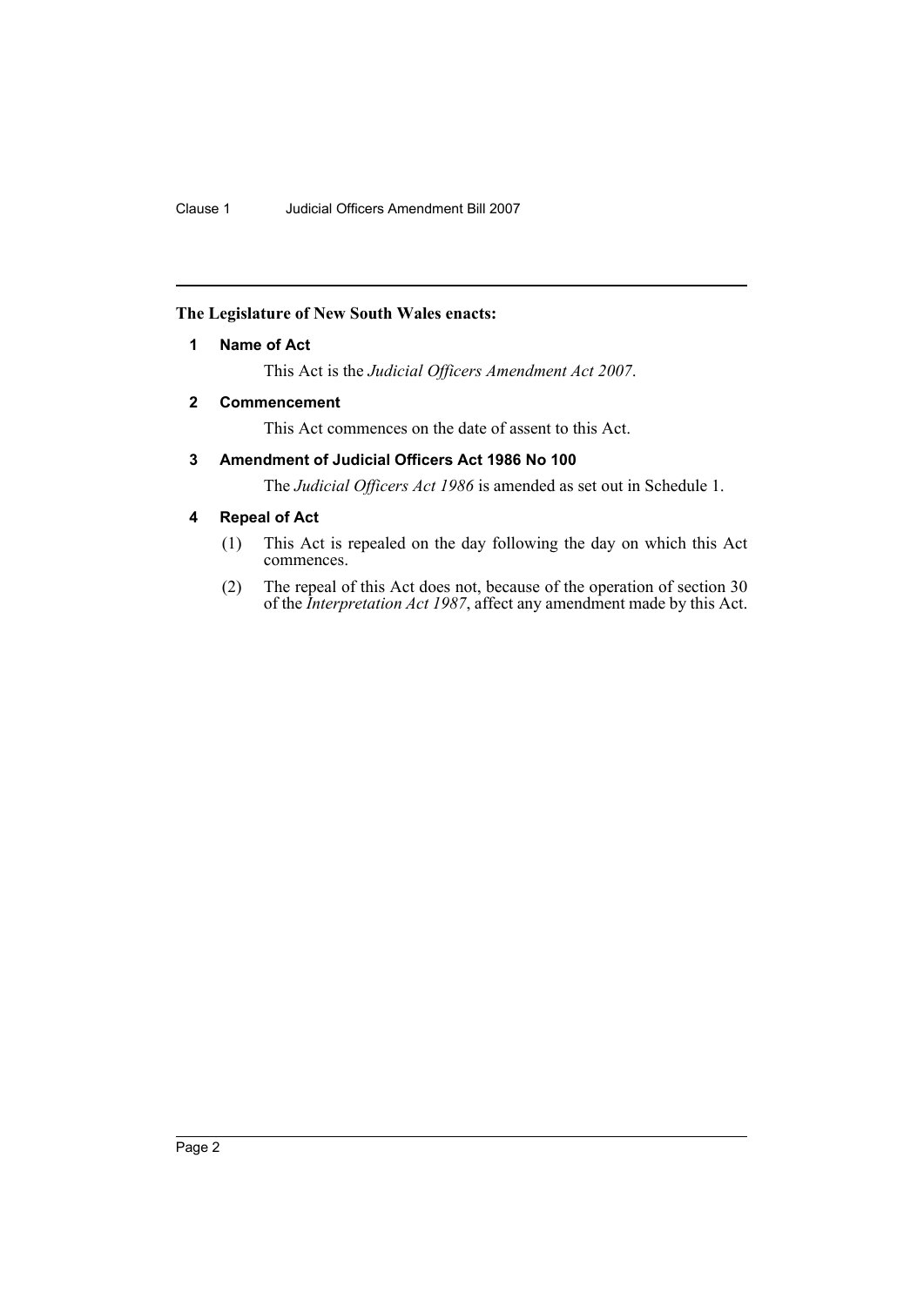**The Legislature of New South Wales enacts:**

### 1 Name of Act

This Act is the *Judicial Officers Amendment Act 2007*.

### 2 Commencement

This Act commences on the date of assent to this Act.

### 3 Amendment of Judicial Officers Act 1986 No 100

The *Judicial Officers Act 1986* is amended as set out in Schedule 1.

### 4 Repeal of Act

(1) This Act is repealed on the day following the day on which this Act commences.

(2) The repeal of this Act does not, because of the operation of section 30 of the *Interpretation Act 1987*, affect any amendment made by this Act.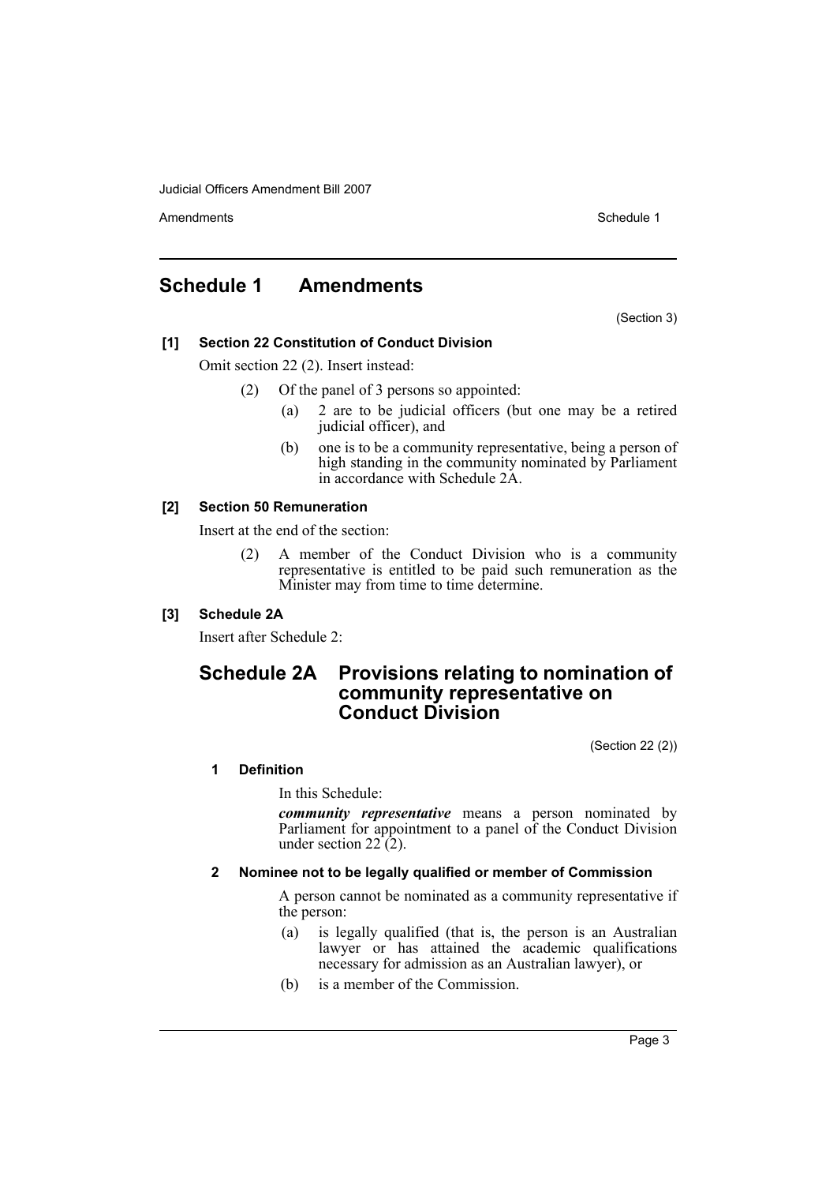# Schedule 1 Amendments

(Section 3)

### [1] Section 22 Constitution of Conduct Division

Omit section 22 (2). Insert instead:

(2) Of the panel of 3 persons so appointed:

(a) 2 are to be judicial officers (but one may be a retired judicial officer), and

(b) one is to be a community representative, being a person of high standing in the community nominated by Parliament in accordance with Schedule 2A.

### [2] Section 50 Remuneration

Insert at the end of the section:

(2) A member of the Conduct Division who is a community representative is entitled to be paid such remuneration as the Minister may from time to time determine.

### [3] Schedule 2A

Insert after Schedule 2:

## Schedule 2A Provisions relating to nomination of community representative on Conduct Division

(Section 22 (2))

### 1 Definition

In this Schedule:

***community representative*** means a person nominated by Parliament for appointment to a panel of the Conduct Division under section 22 (2).

### 2 Nominee not to be legally qualified or member of Commission

A person cannot be nominated as a community representative if the person:

(a) is legally qualified (that is, the person is an Australian lawyer or has attained the academic qualifications necessary for admission as an Australian lawyer), or

(b) is a member of the Commission.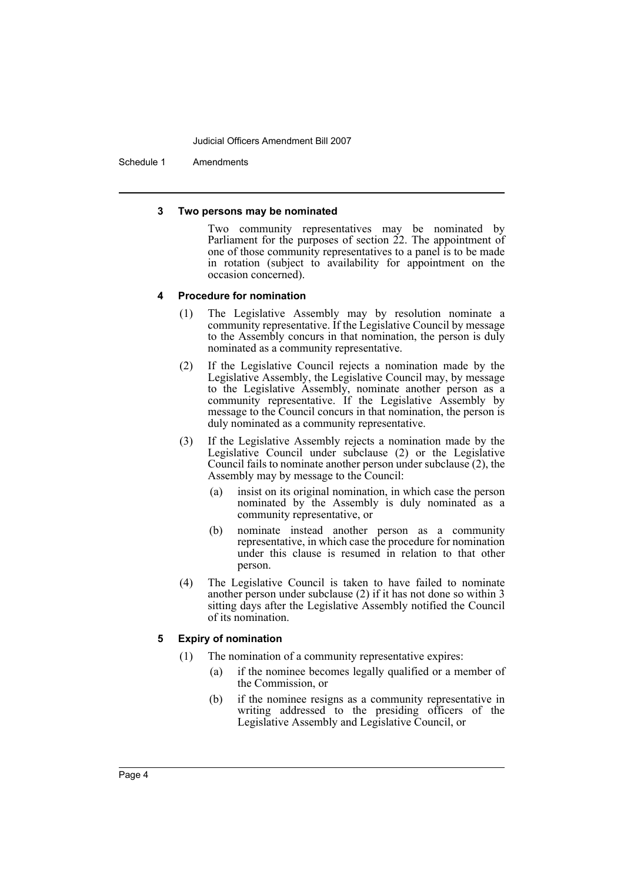**3 Two persons may be nominated**

Two community representatives may be nominated by Parliament for the purposes of section 22. The appointment of one of those community representatives to a panel is to be made in rotation (subject to availability for appointment on the occasion concerned).

**4 Procedure for nomination**

(1) The Legislative Assembly may by resolution nominate a community representative. If the Legislative Council by message to the Assembly concurs in that nomination, the person is duly nominated as a community representative.

(2) If the Legislative Council rejects a nomination made by the Legislative Assembly, the Legislative Council may, by message to the Legislative Assembly, nominate another person as a community representative. If the Legislative Assembly by message to the Council concurs in that nomination, the person is duly nominated as a community representative.

(3) If the Legislative Assembly rejects a nomination made by the Legislative Council under subclause (2) or the Legislative Council fails to nominate another person under subclause (2), the Assembly may by message to the Council:

- (a) insist on its original nomination, in which case the person nominated by the Assembly is duly nominated as a community representative, or
- (b) nominate instead another person as a community representative, in which case the procedure for nomination under this clause is resumed in relation to that other person.

(4) The Legislative Council is taken to have failed to nominate another person under subclause (2) if it has not done so within 3 sitting days after the Legislative Assembly notified the Council of its nomination.

**5 Expiry of nomination**

(1) The nomination of a community representative expires:

- (a) if the nominee becomes legally qualified or a member of the Commission, or
- (b) if the nominee resigns as a community representative in writing addressed to the presiding officers of the Legislative Assembly and Legislative Council, or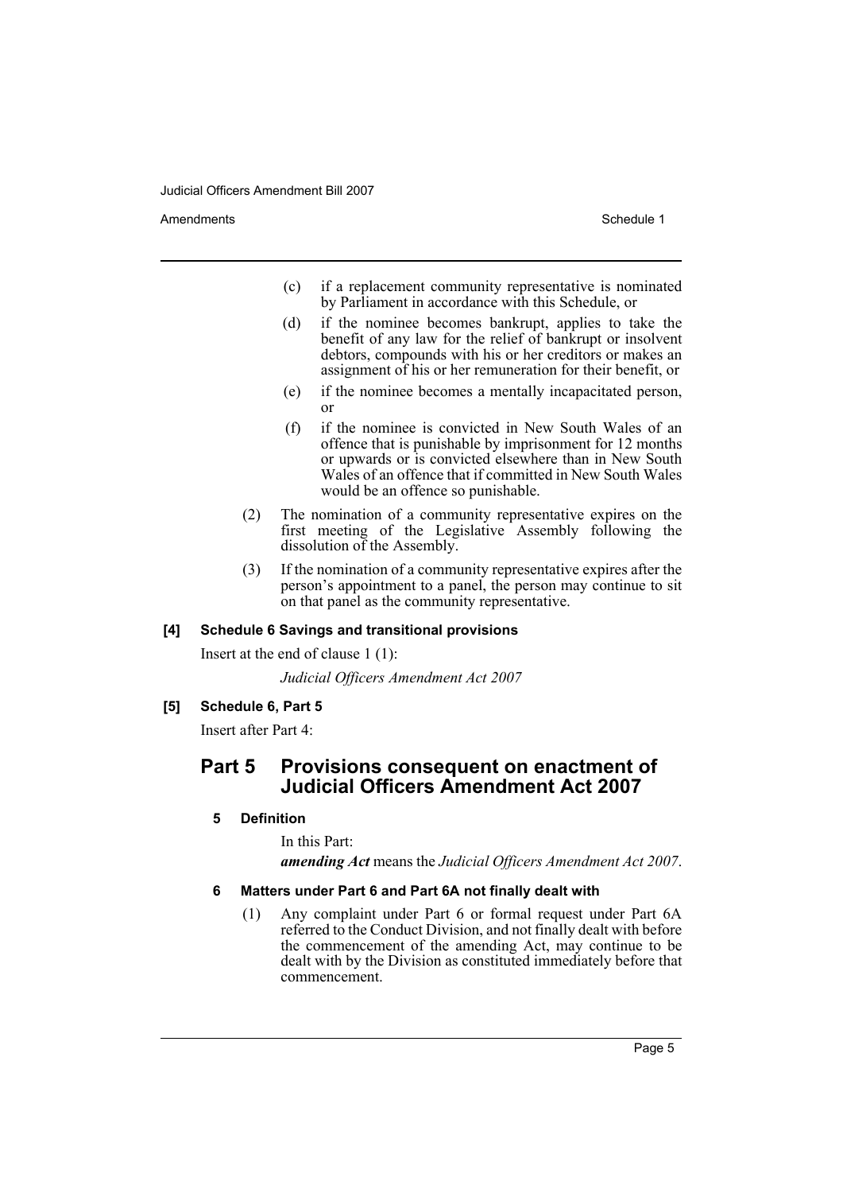(c) if a replacement community representative is nominated by Parliament in accordance with this Schedule, or

(d) if the nominee becomes bankrupt, applies to take the benefit of any law for the relief of bankrupt or insolvent debtors, compounds with his or her creditors or makes an assignment of his or her remuneration for their benefit, or

(e) if the nominee becomes a mentally incapacitated person, or

(f) if the nominee is convicted in New South Wales of an offence that is punishable by imprisonment for 12 months or upwards or is convicted elsewhere than in New South Wales of an offence that if committed in New South Wales would be an offence so punishable.

(2) The nomination of a community representative expires on the first meeting of the Legislative Assembly following the dissolution of the Assembly.

(3) If the nomination of a community representative expires after the person's appointment to a panel, the person may continue to sit on that panel as the community representative.

**[4] Schedule 6 Savings and transitional provisions**

Insert at the end of clause 1 (1):

*Judicial Officers Amendment Act 2007*

**[5] Schedule 6, Part 5**

Insert after Part 4:

## Part 5 Provisions consequent on enactment of Judicial Officers Amendment Act 2007

### 5 Definition

In this Part:

***amending Act*** means the *Judicial Officers Amendment Act 2007*.

### 6 Matters under Part 6 and Part 6A not finally dealt with

(1) Any complaint under Part 6 or formal request under Part 6A referred to the Conduct Division, and not finally dealt with before the commencement of the amending Act, may continue to be dealt with by the Division as constituted immediately before that commencement.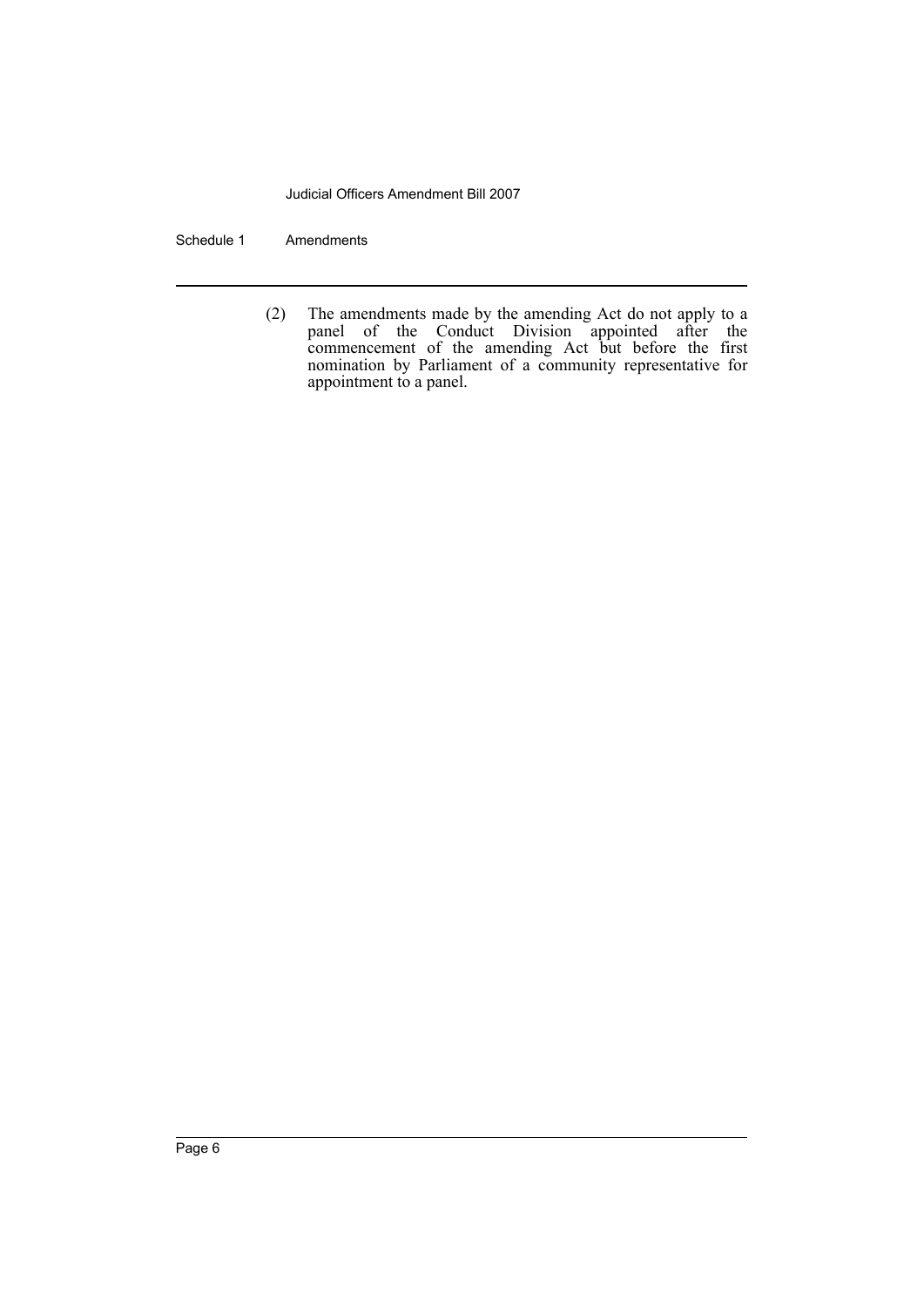(2) The amendments made by the amending Act do not apply to a panel of the Conduct Division appointed after the commencement of the amending Act but before the first nomination by Parliament of a community representative for appointment to a panel.